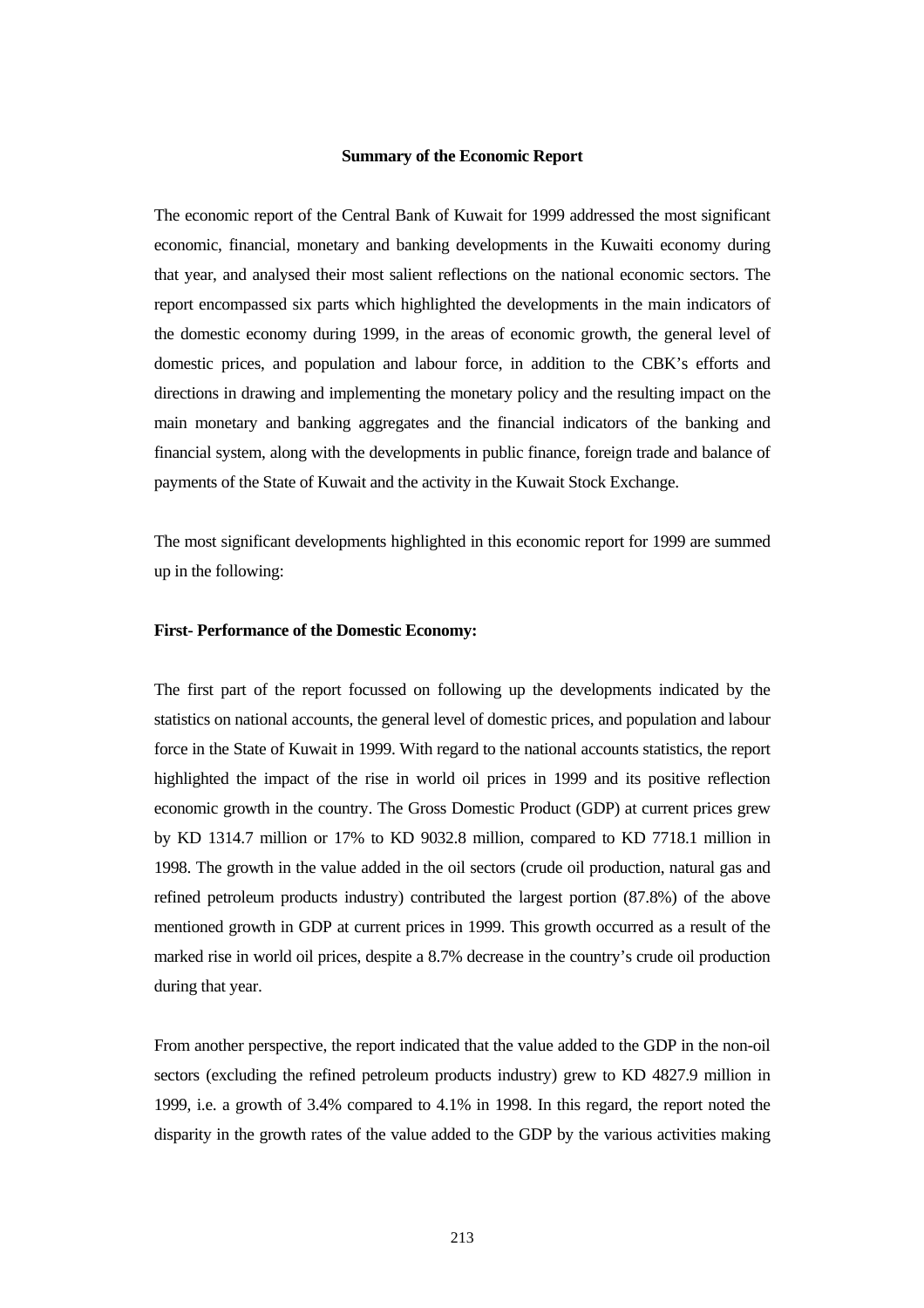# Summary of the Economic Report

The economic report of the Central Bank of Kuwait for 1999 addressed the most significant economic, financial, monetary and banking developments in the Kuwaiti economy during that year, and analysed their most salient reflections on the national economic sectors. The report encompassed six parts which highlighted the developments in the main indicators of the domestic economy during 1999, in the areas of economic growth, the general level of domestic prices, and population and labour force, in addition to the CBK's efforts and directions in drawing and implementing the monetary policy and the resulting impact on the main monetary and banking aggregates and the financial indicators of the banking and financial system, along with the developments in public finance, foreign trade and balance of payments of the State of Kuwait and the activity in the Kuwait Stock Exchange.

The most significant developments highlighted in this economic report for 1999 are summed up in the following:

## First- Performance of the Domestic Economy:

The first part of the report focussed on following up the developments indicated by the statistics on national accounts, the general level of domestic prices, and population and labour force in the State of Kuwait in 1999. With regard to the national accounts statistics, the report highlighted the impact of the rise in world oil prices in 1999 and its positive reflection economic growth in the country. The Gross Domestic Product (GDP) at current prices grew by KD 1314.7 million or 17% to KD 9032.8 million, compared to KD 7718.1 million in 1998. The growth in the value added in the oil sectors (crude oil production, natural gas and refined petroleum products industry) contributed the largest portion (87.8%) of the above mentioned growth in GDP at current prices in 1999. This growth occurred as a result of the marked rise in world oil prices, despite a 8.7% decrease in the country's crude oil production during that year.

From another perspective, the report indicated that the value added to the GDP in the non-oil sectors (excluding the refined petroleum products industry) grew to KD 4827.9 million in 1999, i.e. a growth of 3.4% compared to 4.1% in 1998. In this regard, the report noted the disparity in the growth rates of the value added to the GDP by the various activities making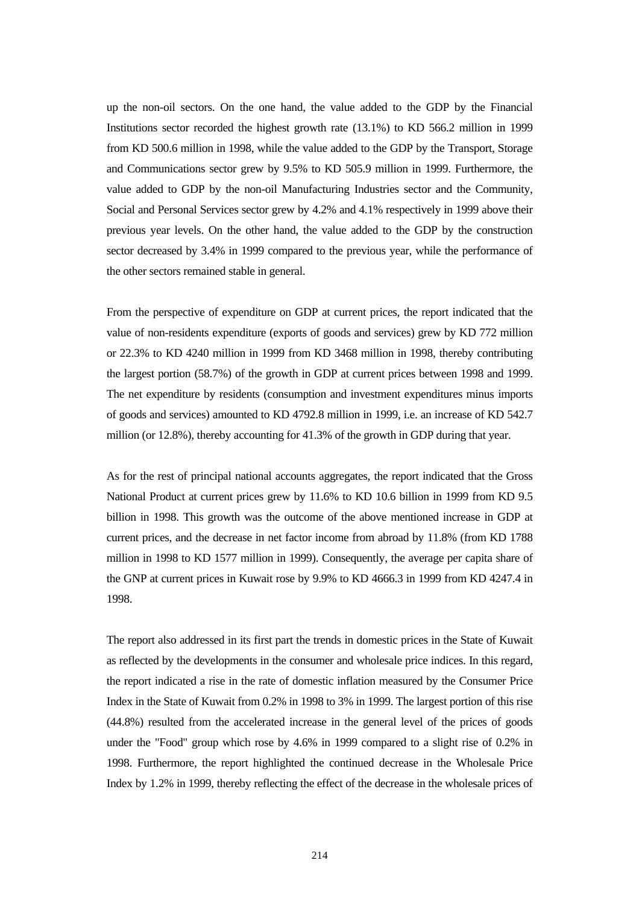up the non-oil sectors. On the one hand, the value added to the GDP by the Financial Institutions sector recorded the highest growth rate (13.1%) to KD 566.2 million in 1999 from KD 500.6 million in 1998, while the value added to the GDP by the Transport, Storage and Communications sector grew by 9.5% to KD 505.9 million in 1999. Furthermore, the value added to GDP by the non-oil Manufacturing Industries sector and the Community, Social and Personal Services sector grew by 4.2% and 4.1% respectively in 1999 above their previous year levels. On the other hand, the value added to the GDP by the construction sector decreased by 3.4% in 1999 compared to the previous year, while the performance of the other sectors remained stable in general.

From the perspective of expenditure on GDP at current prices, the report indicated that the value of non-residents expenditure (exports of goods and services) grew by KD 772 million or 22.3% to KD 4240 million in 1999 from KD 3468 million in 1998, thereby contributing the largest portion (58.7%) of the growth in GDP at current prices between 1998 and 1999. The net expenditure by residents (consumption and investment expenditures minus imports of goods and services) amounted to KD 4792.8 million in 1999, i.e. an increase of KD 542.7 million (or 12.8%), thereby accounting for 41.3% of the growth in GDP during that year.

As for the rest of principal national accounts aggregates, the report indicated that the Gross National Product at current prices grew by 11.6% to KD 10.6 billion in 1999 from KD 9.5 billion in 1998. This growth was the outcome of the above mentioned increase in GDP at current prices, and the decrease in net factor income from abroad by 11.8% (from KD 1788 million in 1998 to KD 1577 million in 1999). Consequently, the average per capita share of the GNP at current prices in Kuwait rose by 9.9% to KD 4666.3 in 1999 from KD 4247.4 in 1998.

The report also addressed in its first part the trends in domestic prices in the State of Kuwait as reflected by the developments in the consumer and wholesale price indices. In this regard, the report indicated a rise in the rate of domestic inflation measured by the Consumer Price Index in the State of Kuwait from 0.2% in 1998 to 3% in 1999. The largest portion of this rise (44.8%) resulted from the accelerated increase in the general level of the prices of goods under the "Food" group which rose by 4.6% in 1999 compared to a slight rise of 0.2% in 1998. Furthermore, the report highlighted the continued decrease in the Wholesale Price Index by 1.2% in 1999, thereby reflecting the effect of the decrease in the wholesale prices of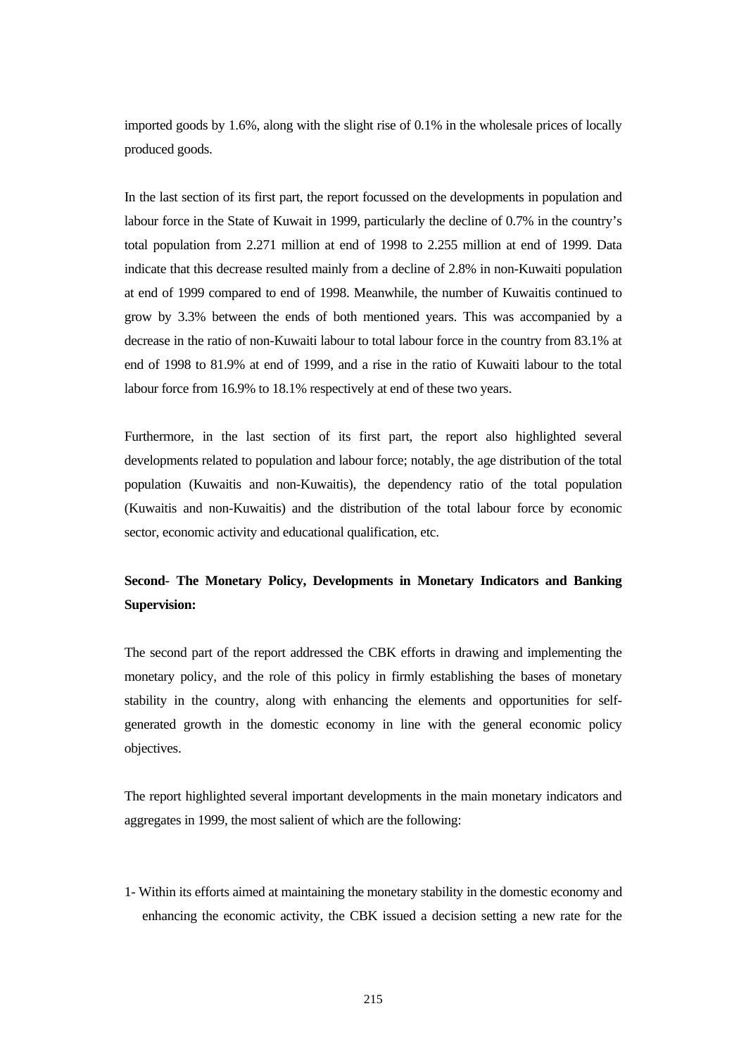imported goods by 1.6%, along with the slight rise of 0.1% in the wholesale prices of locally produced goods.

In the last section of its first part, the report focussed on the developments in population and labour force in the State of Kuwait in 1999, particularly the decline of 0.7% in the country's total population from 2.271 million at end of 1998 to 2.255 million at end of 1999. Data indicate that this decrease resulted mainly from a decline of 2.8% in non-Kuwaiti population at end of 1999 compared to end of 1998. Meanwhile, the number of Kuwaitis continued to grow by 3.3% between the ends of both mentioned years. This was accompanied by a decrease in the ratio of non-Kuwaiti labour to total labour force in the country from 83.1% at end of 1998 to 81.9% at end of 1999, and a rise in the ratio of Kuwaiti labour to the total labour force from 16.9% to 18.1% respectively at end of these two years.

Furthermore, in the last section of its first part, the report also highlighted several developments related to population and labour force; notably, the age distribution of the total population (Kuwaitis and non-Kuwaitis), the dependency ratio of the total population (Kuwaitis and non-Kuwaitis) and the distribution of the total labour force by economic sector, economic activity and educational qualification, etc.

**Second- The Monetary Policy, Developments in Monetary Indicators and Banking Supervision:**

The second part of the report addressed the CBK efforts in drawing and implementing the monetary policy, and the role of this policy in firmly establishing the bases of monetary stability in the country, along with enhancing the elements and opportunities for self-generated growth in the domestic economy in line with the general economic policy objectives.

The report highlighted several important developments in the main monetary indicators and aggregates in 1999, the most salient of which are the following:

1- Within its efforts aimed at maintaining the monetary stability in the domestic economy and enhancing the economic activity, the CBK issued a decision setting a new rate for the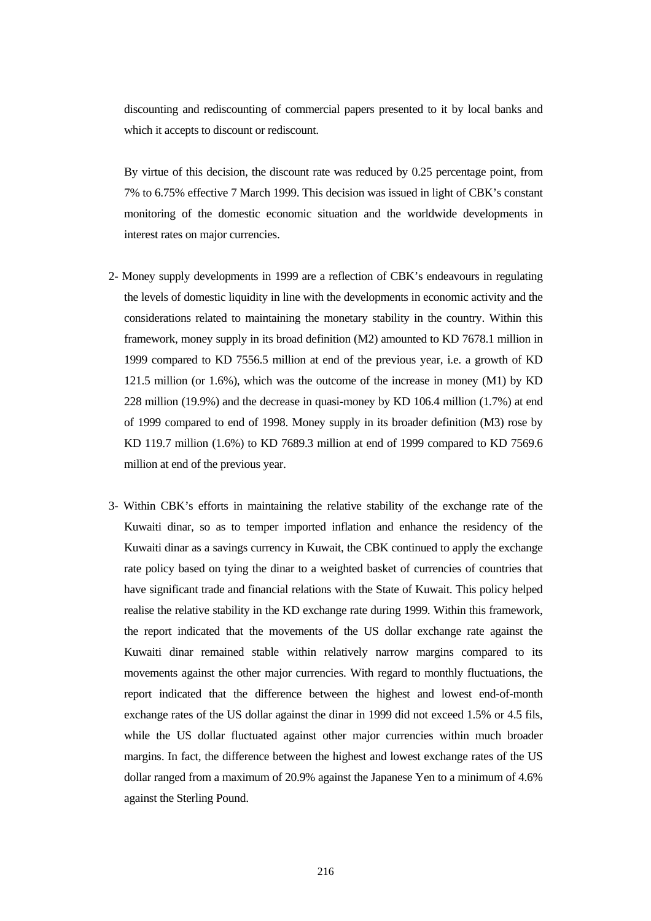discounting and rediscounting of commercial papers presented to it by local banks and which it accepts to discount or rediscount.

By virtue of this decision, the discount rate was reduced by 0.25 percentage point, from 7% to 6.75% effective 7 March 1999. This decision was issued in light of CBK's constant monitoring of the domestic economic situation and the worldwide developments in interest rates on major currencies.

2- Money supply developments in 1999 are a reflection of CBK's endeavours in regulating the levels of domestic liquidity in line with the developments in economic activity and the considerations related to maintaining the monetary stability in the country. Within this framework, money supply in its broad definition (M2) amounted to KD 7678.1 million in 1999 compared to KD 7556.5 million at end of the previous year, i.e. a growth of KD 121.5 million (or 1.6%), which was the outcome of the increase in money (M1) by KD 228 million (19.9%) and the decrease in quasi-money by KD 106.4 million (1.7%) at end of 1999 compared to end of 1998. Money supply in its broader definition (M3) rose by KD 119.7 million (1.6%) to KD 7689.3 million at end of 1999 compared to KD 7569.6 million at end of the previous year.

3- Within CBK's efforts in maintaining the relative stability of the exchange rate of the Kuwaiti dinar, so as to temper imported inflation and enhance the residency of the Kuwaiti dinar as a savings currency in Kuwait, the CBK continued to apply the exchange rate policy based on tying the dinar to a weighted basket of currencies of countries that have significant trade and financial relations with the State of Kuwait. This policy helped realise the relative stability in the KD exchange rate during 1999. Within this framework, the report indicated that the movements of the US dollar exchange rate against the Kuwaiti dinar remained stable within relatively narrow margins compared to its movements against the other major currencies. With regard to monthly fluctuations, the report indicated that the difference between the highest and lowest end-of-month exchange rates of the US dollar against the dinar in 1999 did not exceed 1.5% or 4.5 fils, while the US dollar fluctuated against other major currencies within much broader margins. In fact, the difference between the highest and lowest exchange rates of the US dollar ranged from a maximum of 20.9% against the Japanese Yen to a minimum of 4.6% against the Sterling Pound.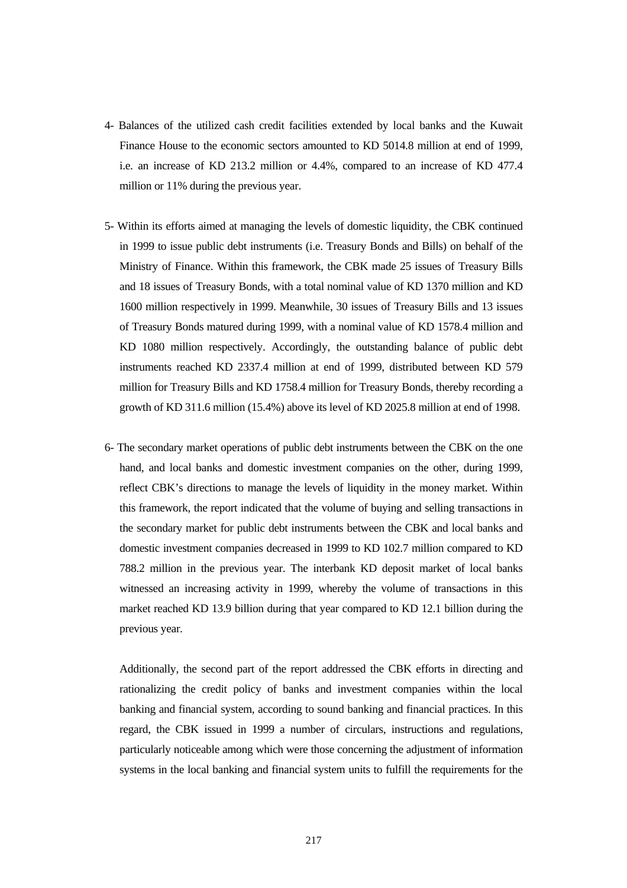4- Balances of the utilized cash credit facilities extended by local banks and the Kuwait Finance House to the economic sectors amounted to KD 5014.8 million at end of 1999, i.e. an increase of KD 213.2 million or 4.4%, compared to an increase of KD 477.4 million or 11% during the previous year.

5- Within its efforts aimed at managing the levels of domestic liquidity, the CBK continued in 1999 to issue public debt instruments (i.e. Treasury Bonds and Bills) on behalf of the Ministry of Finance. Within this framework, the CBK made 25 issues of Treasury Bills and 18 issues of Treasury Bonds, with a total nominal value of KD 1370 million and KD 1600 million respectively in 1999. Meanwhile, 30 issues of Treasury Bills and 13 issues of Treasury Bonds matured during 1999, with a nominal value of KD 1578.4 million and KD 1080 million respectively. Accordingly, the outstanding balance of public debt instruments reached KD 2337.4 million at end of 1999, distributed between KD 579 million for Treasury Bills and KD 1758.4 million for Treasury Bonds, thereby recording a growth of KD 311.6 million (15.4%) above its level of KD 2025.8 million at end of 1998.

6- The secondary market operations of public debt instruments between the CBK on the one hand, and local banks and domestic investment companies on the other, during 1999, reflect CBK's directions to manage the levels of liquidity in the money market. Within this framework, the report indicated that the volume of buying and selling transactions in the secondary market for public debt instruments between the CBK and local banks and domestic investment companies decreased in 1999 to KD 102.7 million compared to KD 788.2 million in the previous year. The interbank KD deposit market of local banks witnessed an increasing activity in 1999, whereby the volume of transactions in this market reached KD 13.9 billion during that year compared to KD 12.1 billion during the previous year.

Additionally, the second part of the report addressed the CBK efforts in directing and rationalizing the credit policy of banks and investment companies within the local banking and financial system, according to sound banking and financial practices. In this regard, the CBK issued in 1999 a number of circulars, instructions and regulations, particularly noticeable among which were those concerning the adjustment of information systems in the local banking and financial system units to fulfill the requirements for the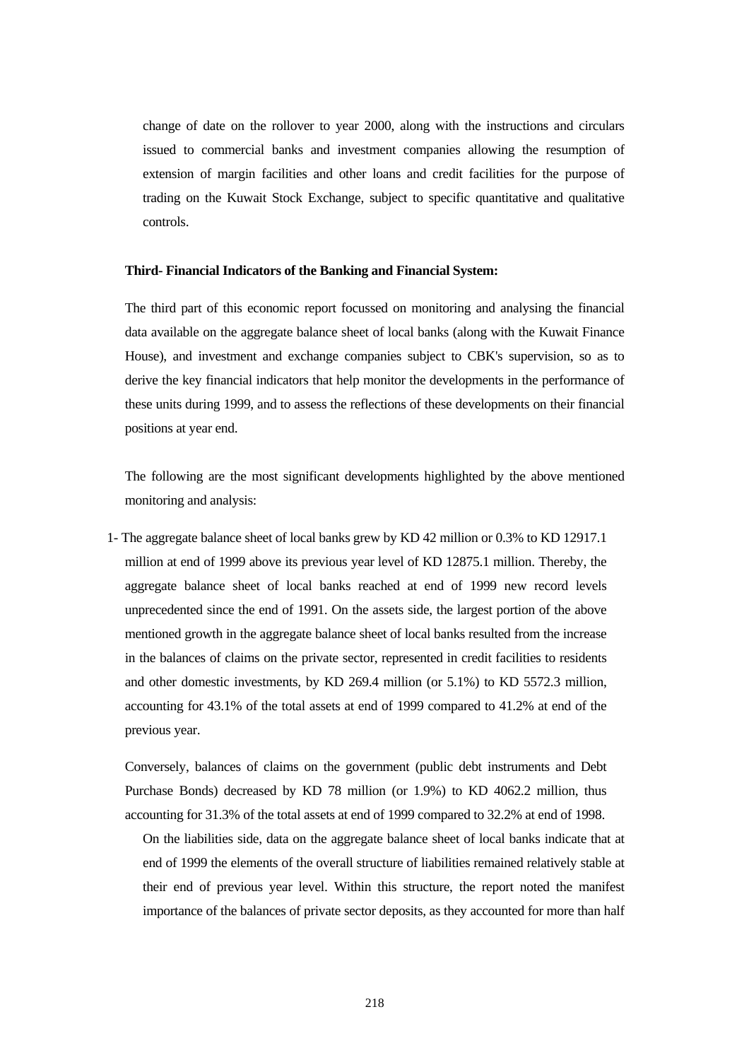change of date on the rollover to year 2000, along with the instructions and circulars issued to commercial banks and investment companies allowing the resumption of extension of margin facilities and other loans and credit facilities for the purpose of trading on the Kuwait Stock Exchange, subject to specific quantitative and qualitative controls.

**Third- Financial Indicators of the Banking and Financial System:**

The third part of this economic report focussed on monitoring and analysing the financial data available on the aggregate balance sheet of local banks (along with the Kuwait Finance House), and investment and exchange companies subject to CBK's supervision, so as to derive the key financial indicators that help monitor the developments in the performance of these units during 1999, and to assess the reflections of these developments on their financial positions at year end.

The following are the most significant developments highlighted by the above mentioned monitoring and analysis:

1- The aggregate balance sheet of local banks grew by KD 42 million or 0.3% to KD 12917.1 million at end of 1999 above its previous year level of KD 12875.1 million. Thereby, the aggregate balance sheet of local banks reached at end of 1999 new record levels unprecedented since the end of 1991. On the assets side, the largest portion of the above mentioned growth in the aggregate balance sheet of local banks resulted from the increase in the balances of claims on the private sector, represented in credit facilities to residents and other domestic investments, by KD 269.4 million (or 5.1%) to KD 5572.3 million, accounting for 43.1% of the total assets at end of 1999 compared to 41.2% at end of the previous year.

Conversely, balances of claims on the government (public debt instruments and Debt Purchase Bonds) decreased by KD 78 million (or 1.9%) to KD 4062.2 million, thus accounting for 31.3% of the total assets at end of 1999 compared to 32.2% at end of 1998.

On the liabilities side, data on the aggregate balance sheet of local banks indicate that at end of 1999 the elements of the overall structure of liabilities remained relatively stable at their end of previous year level. Within this structure, the report noted the manifest importance of the balances of private sector deposits, as they accounted for more than half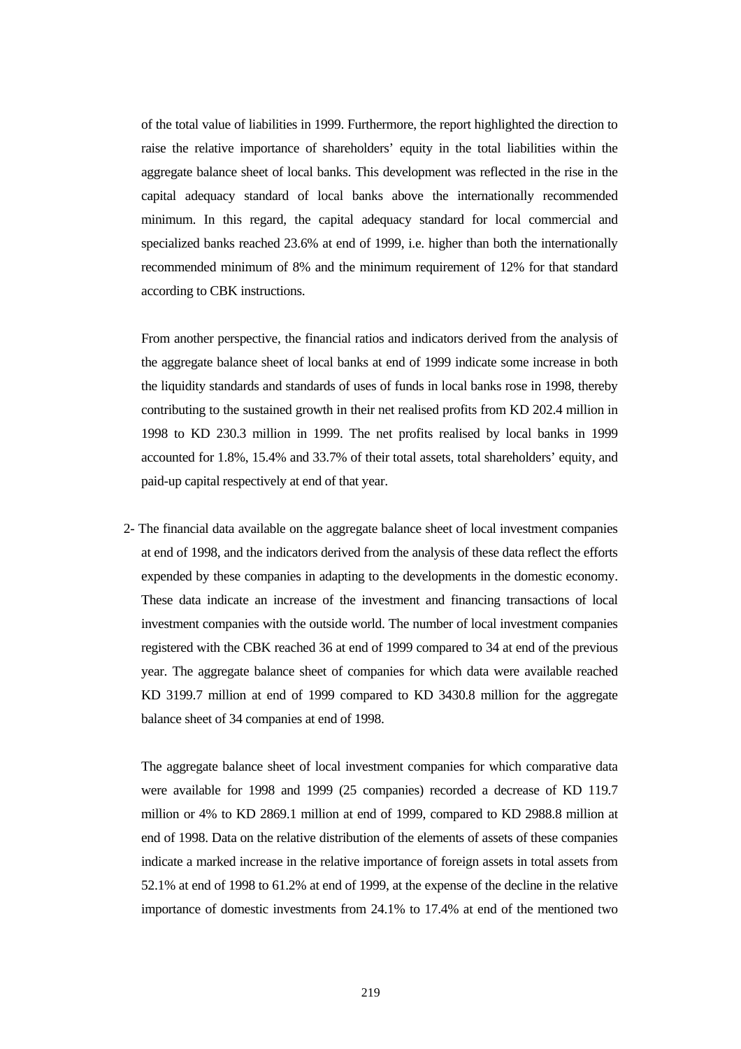of the total value of liabilities in 1999. Furthermore, the report highlighted the direction to raise the relative importance of shareholders' equity in the total liabilities within the aggregate balance sheet of local banks. This development was reflected in the rise in the capital adequacy standard of local banks above the internationally recommended minimum. In this regard, the capital adequacy standard for local commercial and specialized banks reached 23.6% at end of 1999, i.e. higher than both the internationally recommended minimum of 8% and the minimum requirement of 12% for that standard according to CBK instructions.

From another perspective, the financial ratios and indicators derived from the analysis of the aggregate balance sheet of local banks at end of 1999 indicate some increase in both the liquidity standards and standards of uses of funds in local banks rose in 1998, thereby contributing to the sustained growth in their net realised profits from KD 202.4 million in 1998 to KD 230.3 million in 1999. The net profits realised by local banks in 1999 accounted for 1.8%, 15.4% and 33.7% of their total assets, total shareholders' equity, and paid-up capital respectively at end of that year.

2- The financial data available on the aggregate balance sheet of local investment companies at end of 1998, and the indicators derived from the analysis of these data reflect the efforts expended by these companies in adapting to the developments in the domestic economy. These data indicate an increase of the investment and financing transactions of local investment companies with the outside world. The number of local investment companies registered with the CBK reached 36 at end of 1999 compared to 34 at end of the previous year. The aggregate balance sheet of companies for which data were available reached KD 3199.7 million at end of 1999 compared to KD 3430.8 million for the aggregate balance sheet of 34 companies at end of 1998.

The aggregate balance sheet of local investment companies for which comparative data were available for 1998 and 1999 (25 companies) recorded a decrease of KD 119.7 million or 4% to KD 2869.1 million at end of 1999, compared to KD 2988.8 million at end of 1998. Data on the relative distribution of the elements of assets of these companies indicate a marked increase in the relative importance of foreign assets in total assets from 52.1% at end of 1998 to 61.2% at end of 1999, at the expense of the decline in the relative importance of domestic investments from 24.1% to 17.4% at end of the mentioned two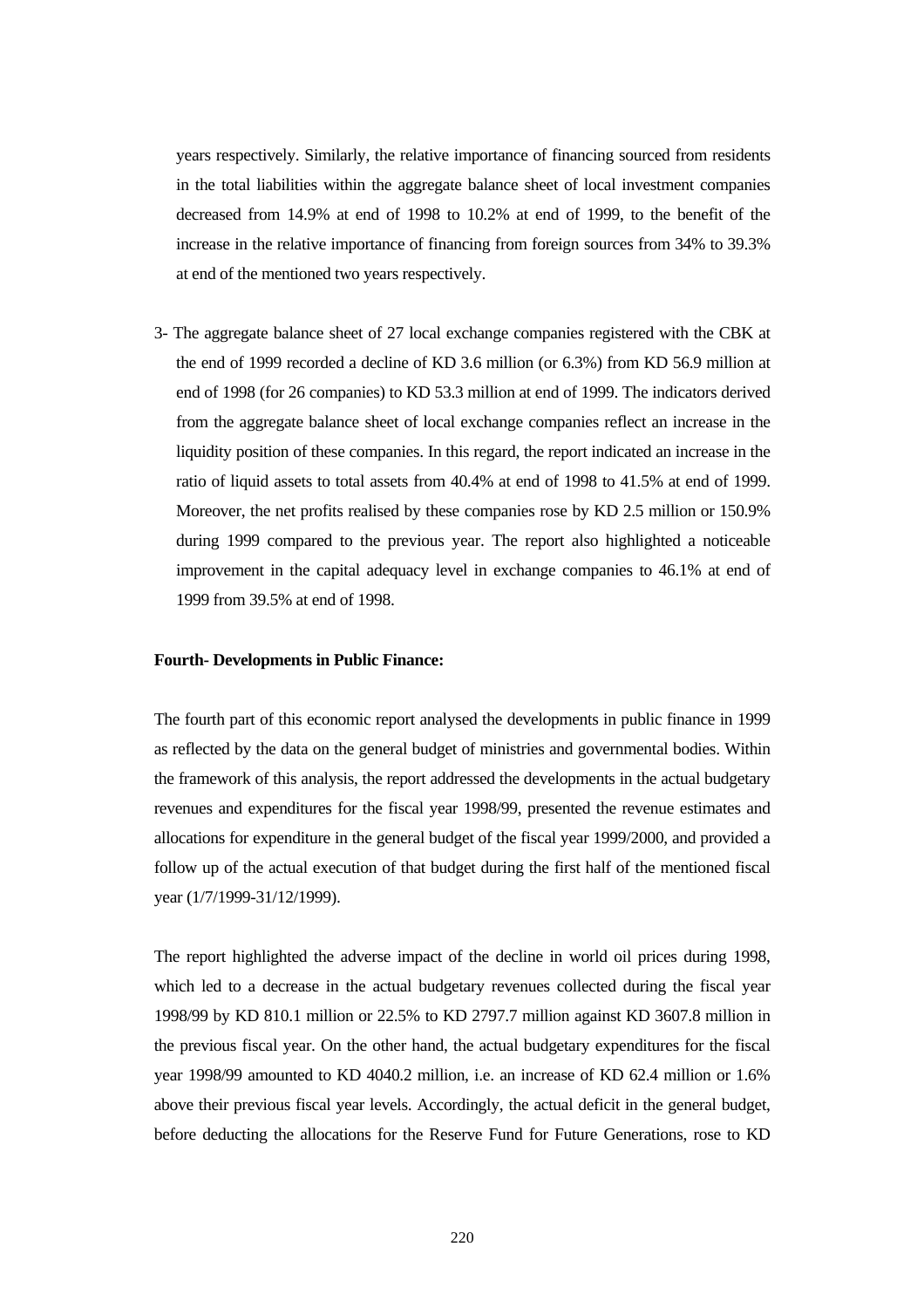years respectively. Similarly, the relative importance of financing sourced from residents in the total liabilities within the aggregate balance sheet of local investment companies decreased from 14.9% at end of 1998 to 10.2% at end of 1999, to the benefit of the increase in the relative importance of financing from foreign sources from 34% to 39.3% at end of the mentioned two years respectively.

3- The aggregate balance sheet of 27 local exchange companies registered with the CBK at the end of 1999 recorded a decline of KD 3.6 million (or 6.3%) from KD 56.9 million at end of 1998 (for 26 companies) to KD 53.3 million at end of 1999. The indicators derived from the aggregate balance sheet of local exchange companies reflect an increase in the liquidity position of these companies. In this regard, the report indicated an increase in the ratio of liquid assets to total assets from 40.4% at end of 1998 to 41.5% at end of 1999. Moreover, the net profits realised by these companies rose by KD 2.5 million or 150.9% during 1999 compared to the previous year. The report also highlighted a noticeable improvement in the capital adequacy level in exchange companies to 46.1% at end of 1999 from 39.5% at end of 1998.

**Fourth- Developments in Public Finance:**

The fourth part of this economic report analysed the developments in public finance in 1999 as reflected by the data on the general budget of ministries and governmental bodies. Within the framework of this analysis, the report addressed the developments in the actual budgetary revenues and expenditures for the fiscal year 1998/99, presented the revenue estimates and allocations for expenditure in the general budget of the fiscal year 1999/2000, and provided a follow up of the actual execution of that budget during the first half of the mentioned fiscal year (1/7/1999-31/12/1999).

The report highlighted the adverse impact of the decline in world oil prices during 1998, which led to a decrease in the actual budgetary revenues collected during the fiscal year 1998/99 by KD 810.1 million or 22.5% to KD 2797.7 million against KD 3607.8 million in the previous fiscal year. On the other hand, the actual budgetary expenditures for the fiscal year 1998/99 amounted to KD 4040.2 million, i.e. an increase of KD 62.4 million or 1.6% above their previous fiscal year levels. Accordingly, the actual deficit in the general budget, before deducting the allocations for the Reserve Fund for Future Generations, rose to KD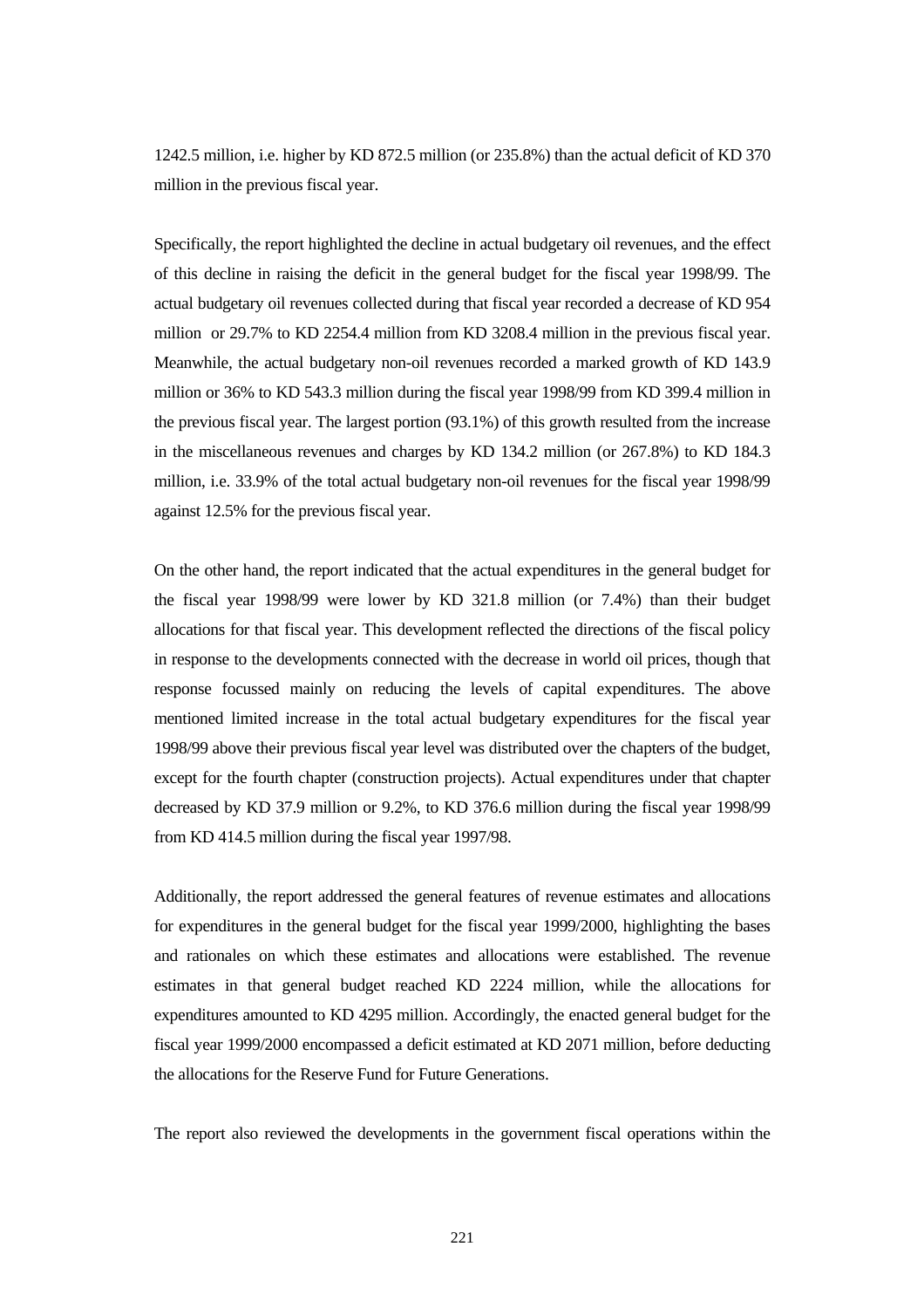1242.5 million, i.e. higher by KD 872.5 million (or 235.8%) than the actual deficit of KD 370 million in the previous fiscal year.

Specifically, the report highlighted the decline in actual budgetary oil revenues, and the effect of this decline in raising the deficit in the general budget for the fiscal year 1998/99. The actual budgetary oil revenues collected during that fiscal year recorded a decrease of KD 954 million or 29.7% to KD 2254.4 million from KD 3208.4 million in the previous fiscal year. Meanwhile, the actual budgetary non-oil revenues recorded a marked growth of KD 143.9 million or 36% to KD 543.3 million during the fiscal year 1998/99 from KD 399.4 million in the previous fiscal year. The largest portion (93.1%) of this growth resulted from the increase in the miscellaneous revenues and charges by KD 134.2 million (or 267.8%) to KD 184.3 million, i.e. 33.9% of the total actual budgetary non-oil revenues for the fiscal year 1998/99 against 12.5% for the previous fiscal year.

On the other hand, the report indicated that the actual expenditures in the general budget for the fiscal year 1998/99 were lower by KD 321.8 million (or 7.4%) than their budget allocations for that fiscal year. This development reflected the directions of the fiscal policy in response to the developments connected with the decrease in world oil prices, though that response focussed mainly on reducing the levels of capital expenditures. The above mentioned limited increase in the total actual budgetary expenditures for the fiscal year 1998/99 above their previous fiscal year level was distributed over the chapters of the budget, except for the fourth chapter (construction projects). Actual expenditures under that chapter decreased by KD 37.9 million or 9.2%, to KD 376.6 million during the fiscal year 1998/99 from KD 414.5 million during the fiscal year 1997/98.

Additionally, the report addressed the general features of revenue estimates and allocations for expenditures in the general budget for the fiscal year 1999/2000, highlighting the bases and rationales on which these estimates and allocations were established. The revenue estimates in that general budget reached KD 2224 million, while the allocations for expenditures amounted to KD 4295 million. Accordingly, the enacted general budget for the fiscal year 1999/2000 encompassed a deficit estimated at KD 2071 million, before deducting the allocations for the Reserve Fund for Future Generations.

The report also reviewed the developments in the government fiscal operations within the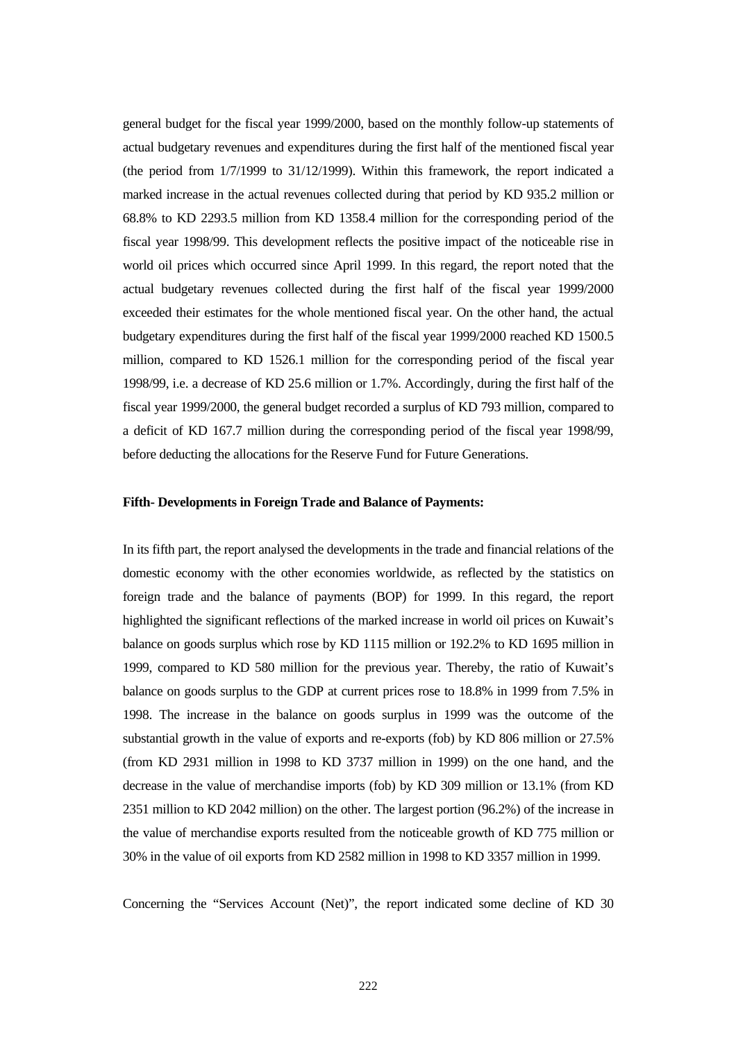general budget for the fiscal year 1999/2000, based on the monthly follow-up statements of actual budgetary revenues and expenditures during the first half of the mentioned fiscal year (the period from 1/7/1999 to 31/12/1999). Within this framework, the report indicated a marked increase in the actual revenues collected during that period by KD 935.2 million or 68.8% to KD 2293.5 million from KD 1358.4 million for the corresponding period of the fiscal year 1998/99. This development reflects the positive impact of the noticeable rise in world oil prices which occurred since April 1999. In this regard, the report noted that the actual budgetary revenues collected during the first half of the fiscal year 1999/2000 exceeded their estimates for the whole mentioned fiscal year. On the other hand, the actual budgetary expenditures during the first half of the fiscal year 1999/2000 reached KD 1500.5 million, compared to KD 1526.1 million for the corresponding period of the fiscal year 1998/99, i.e. a decrease of KD 25.6 million or 1.7%. Accordingly, during the first half of the fiscal year 1999/2000, the general budget recorded a surplus of KD 793 million, compared to a deficit of KD 167.7 million during the corresponding period of the fiscal year 1998/99, before deducting the allocations for the Reserve Fund for Future Generations.

**Fifth- Developments in Foreign Trade and Balance of Payments:**

In its fifth part, the report analysed the developments in the trade and financial relations of the domestic economy with the other economies worldwide, as reflected by the statistics on foreign trade and the balance of payments (BOP) for 1999. In this regard, the report highlighted the significant reflections of the marked increase in world oil prices on Kuwait's balance on goods surplus which rose by KD 1115 million or 192.2% to KD 1695 million in 1999, compared to KD 580 million for the previous year. Thereby, the ratio of Kuwait's balance on goods surplus to the GDP at current prices rose to 18.8% in 1999 from 7.5% in 1998. The increase in the balance on goods surplus in 1999 was the outcome of the substantial growth in the value of exports and re-exports (fob) by KD 806 million or 27.5% (from KD 2931 million in 1998 to KD 3737 million in 1999) on the one hand, and the decrease in the value of merchandise imports (fob) by KD 309 million or 13.1% (from KD 2351 million to KD 2042 million) on the other. The largest portion (96.2%) of the increase in the value of merchandise exports resulted from the noticeable growth of KD 775 million or 30% in the value of oil exports from KD 2582 million in 1998 to KD 3357 million in 1999.

Concerning the "Services Account (Net)", the report indicated some decline of KD 30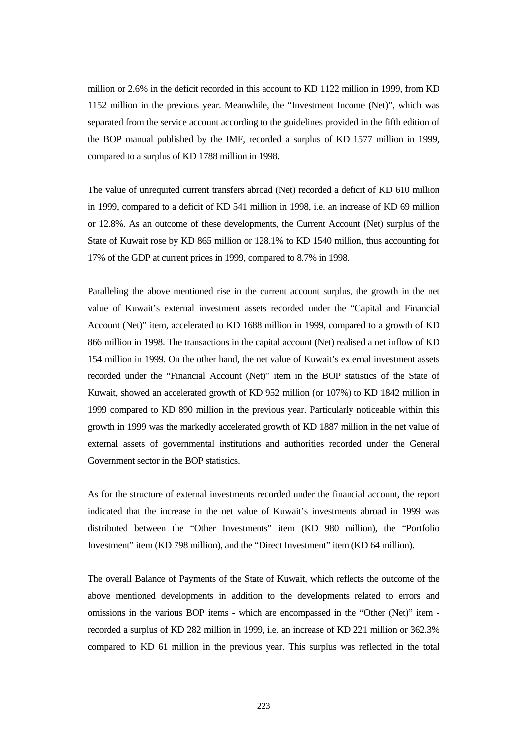million or 2.6% in the deficit recorded in this account to KD 1122 million in 1999, from KD 1152 million in the previous year. Meanwhile, the "Investment Income (Net)", which was separated from the service account according to the guidelines provided in the fifth edition of the BOP manual published by the IMF, recorded a surplus of KD 1577 million in 1999, compared to a surplus of KD 1788 million in 1998.

The value of unrequited current transfers abroad (Net) recorded a deficit of KD 610 million in 1999, compared to a deficit of KD 541 million in 1998, i.e. an increase of KD 69 million or 12.8%. As an outcome of these developments, the Current Account (Net) surplus of the State of Kuwait rose by KD 865 million or 128.1% to KD 1540 million, thus accounting for 17% of the GDP at current prices in 1999, compared to 8.7% in 1998.

Paralleling the above mentioned rise in the current account surplus, the growth in the net value of Kuwait's external investment assets recorded under the "Capital and Financial Account (Net)" item, accelerated to KD 1688 million in 1999, compared to a growth of KD 866 million in 1998. The transactions in the capital account (Net) realised a net inflow of KD 154 million in 1999. On the other hand, the net value of Kuwait's external investment assets recorded under the "Financial Account (Net)" item in the BOP statistics of the State of Kuwait, showed an accelerated growth of KD 952 million (or 107%) to KD 1842 million in 1999 compared to KD 890 million in the previous year. Particularly noticeable within this growth in 1999 was the markedly accelerated growth of KD 1887 million in the net value of external assets of governmental institutions and authorities recorded under the General Government sector in the BOP statistics.

As for the structure of external investments recorded under the financial account, the report indicated that the increase in the net value of Kuwait's investments abroad in 1999 was distributed between the "Other Investments" item (KD 980 million), the "Portfolio Investment" item (KD 798 million), and the "Direct Investment" item (KD 64 million).

The overall Balance of Payments of the State of Kuwait, which reflects the outcome of the above mentioned developments in addition to the developments related to errors and omissions in the various BOP items - which are encompassed in the "Other (Net)" item - recorded a surplus of KD 282 million in 1999, i.e. an increase of KD 221 million or 362.3% compared to KD 61 million in the previous year. This surplus was reflected in the total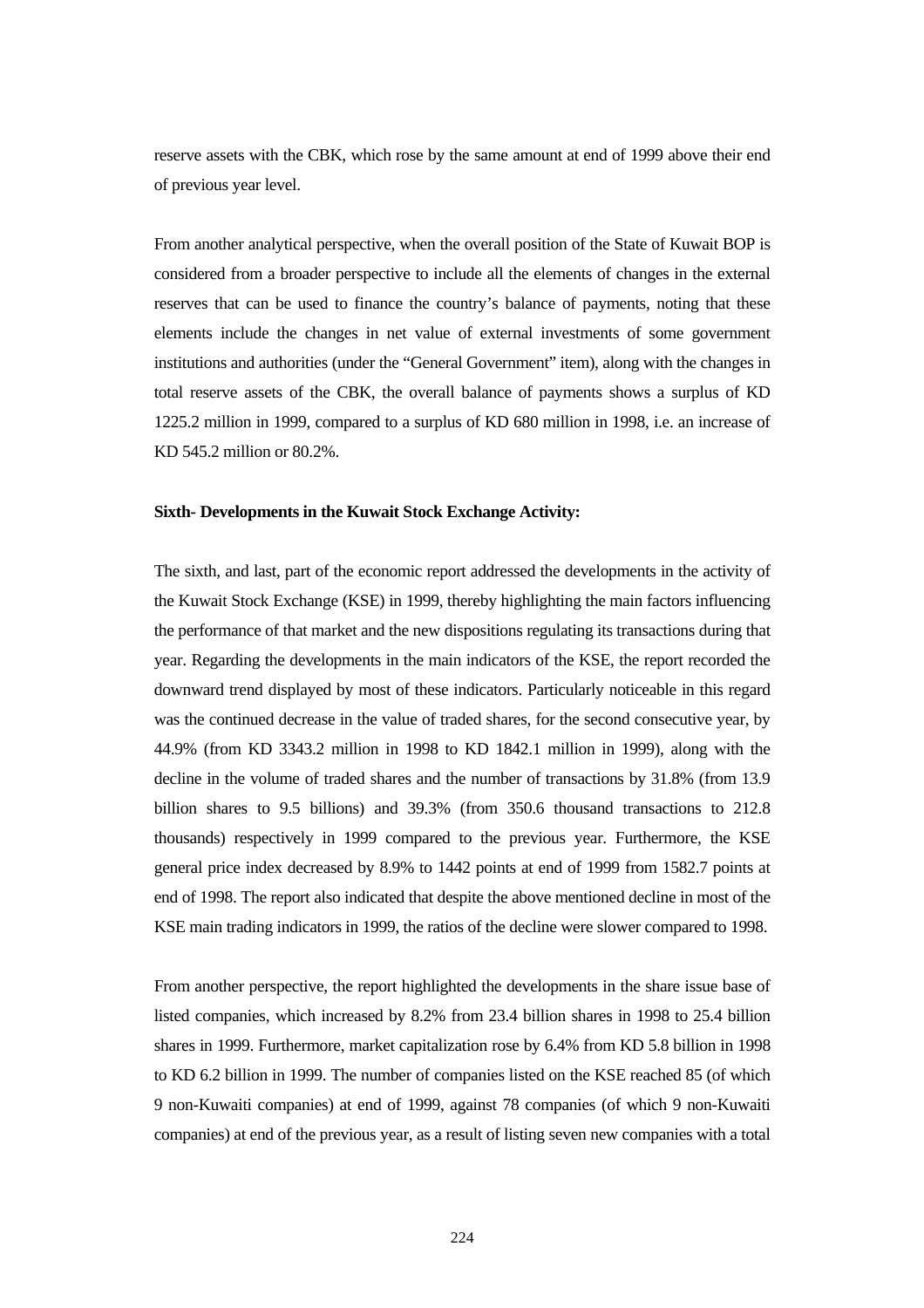reserve assets with the CBK, which rose by the same amount at end of 1999 above their end of previous year level.

From another analytical perspective, when the overall position of the State of Kuwait BOP is considered from a broader perspective to include all the elements of changes in the external reserves that can be used to finance the country's balance of payments, noting that these elements include the changes in net value of external investments of some government institutions and authorities (under the "General Government" item), along with the changes in total reserve assets of the CBK, the overall balance of payments shows a surplus of KD 1225.2 million in 1999, compared to a surplus of KD 680 million in 1998, i.e. an increase of KD 545.2 million or 80.2%.

**Sixth- Developments in the Kuwait Stock Exchange Activity:**

The sixth, and last, part of the economic report addressed the developments in the activity of the Kuwait Stock Exchange (KSE) in 1999, thereby highlighting the main factors influencing the performance of that market and the new dispositions regulating its transactions during that year. Regarding the developments in the main indicators of the KSE, the report recorded the downward trend displayed by most of these indicators. Particularly noticeable in this regard was the continued decrease in the value of traded shares, for the second consecutive year, by 44.9% (from KD 3343.2 million in 1998 to KD 1842.1 million in 1999), along with the decline in the volume of traded shares and the number of transactions by 31.8% (from 13.9 billion shares to 9.5 billions) and 39.3% (from 350.6 thousand transactions to 212.8 thousands) respectively in 1999 compared to the previous year. Furthermore, the KSE general price index decreased by 8.9% to 1442 points at end of 1999 from 1582.7 points at end of 1998. The report also indicated that despite the above mentioned decline in most of the KSE main trading indicators in 1999, the ratios of the decline were slower compared to 1998.

From another perspective, the report highlighted the developments in the share issue base of listed companies, which increased by 8.2% from 23.4 billion shares in 1998 to 25.4 billion shares in 1999. Furthermore, market capitalization rose by 6.4% from KD 5.8 billion in 1998 to KD 6.2 billion in 1999. The number of companies listed on the KSE reached 85 (of which 9 non-Kuwaiti companies) at end of 1999, against 78 companies (of which 9 non-Kuwaiti companies) at end of the previous year, as a result of listing seven new companies with a total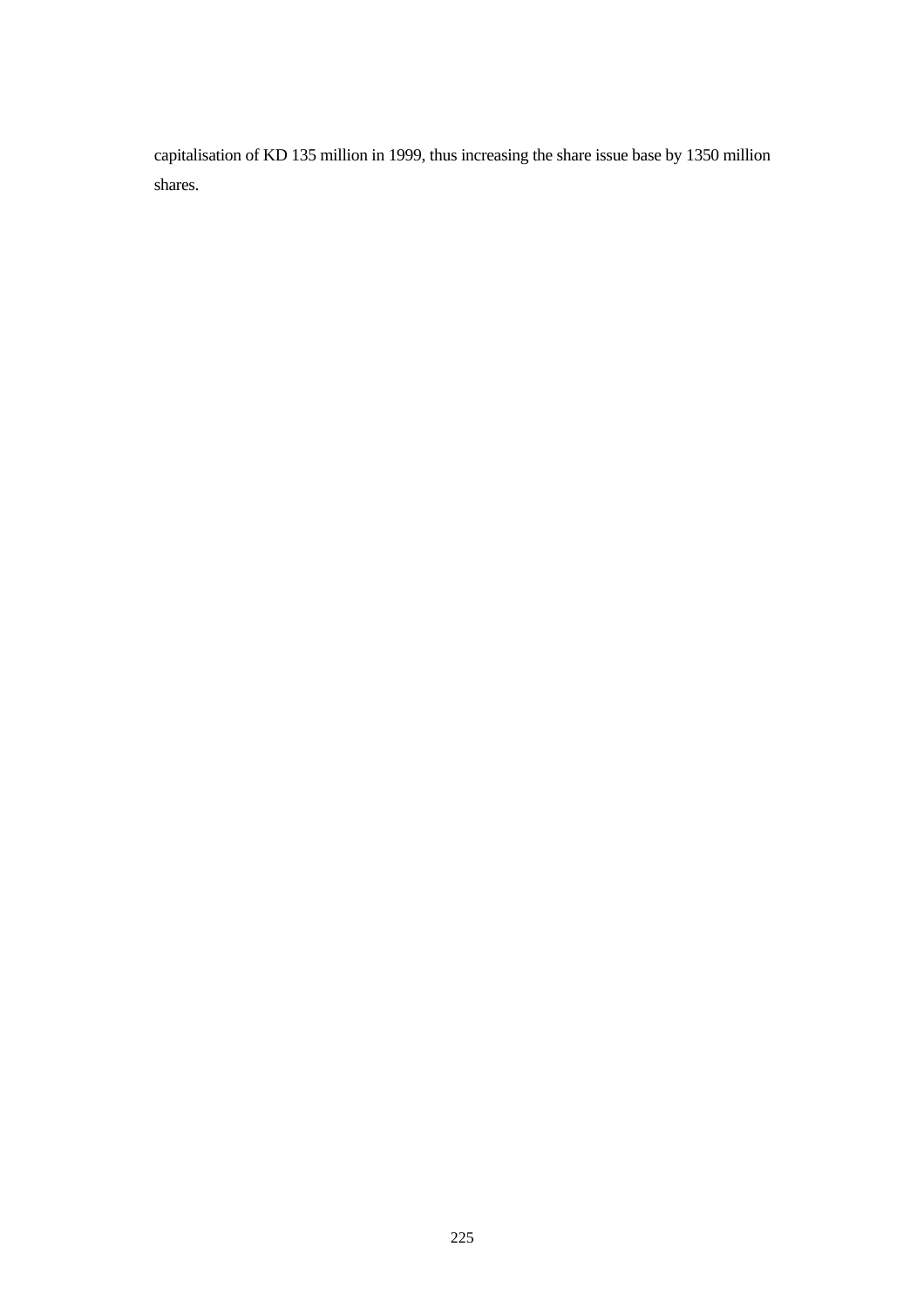capitalisation of KD 135 million in 1999, thus increasing the share issue base by 1350 million shares.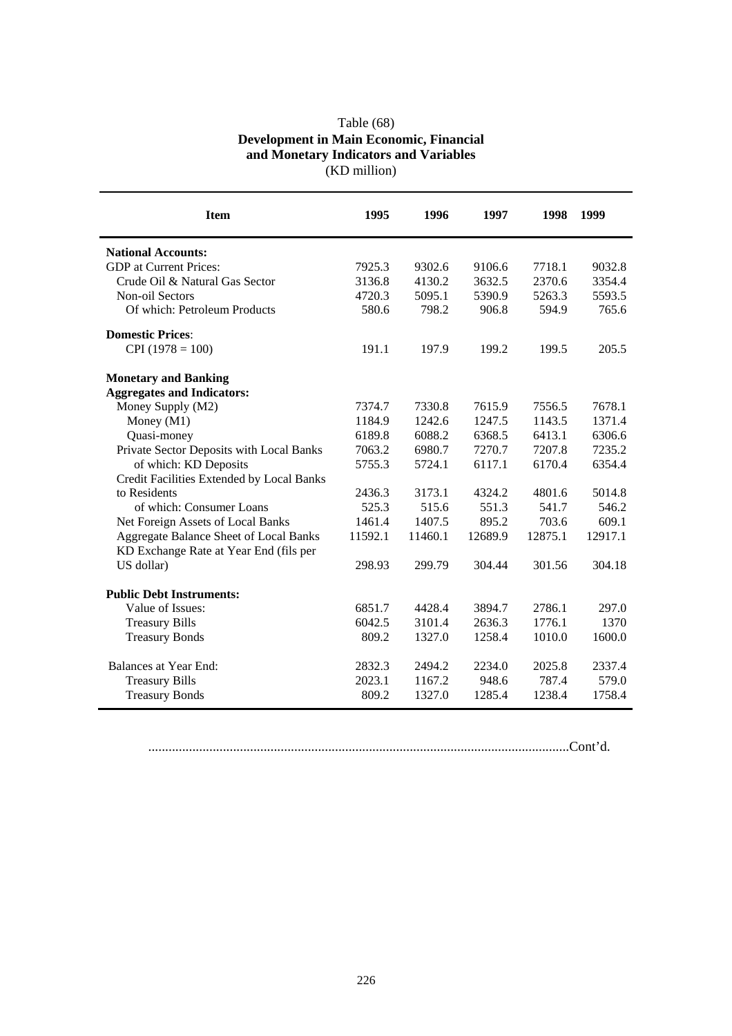Table (68)

**Development in Main Economic, Financial and Monetary Indicators and Variables**

(KD million)

| Item | 1995 | 1996 | 1997 | 1998 | 1999 |
|---|---|---|---|---|---|
| **National Accounts:** | | | | | |
| GDP at Current Prices: | 7925.3 | 9302.6 | 9106.6 | 7718.1 | 9032.8 |
| Crude Oil & Natural Gas Sector | 3136.8 | 4130.2 | 3632.5 | 2370.6 | 3354.4 |
| Non-oil Sectors | 4720.3 | 5095.1 | 5390.9 | 5263.3 | 5593.5 |
| Of which: Petroleum Products | 580.6 | 798.2 | 906.8 | 594.9 | 765.6 |
| **Domestic Prices**: | | | | | |
| CPI (1978 = 100) | 191.1 | 197.9 | 199.2 | 199.5 | 205.5 |
| **Monetary and Banking Aggregates and Indicators:** | | | | | |
| Money Supply (M2) | 7374.7 | 7330.8 | 7615.9 | 7556.5 | 7678.1 |
| Money (M1) | 1184.9 | 1242.6 | 1247.5 | 1143.5 | 1371.4 |
| Quasi-money | 6189.8 | 6088.2 | 6368.5 | 6413.1 | 6306.6 |
| Private Sector Deposits with Local Banks | 7063.2 | 6980.7 | 7270.7 | 7207.8 | 7235.2 |
| of which: KD Deposits | 5755.3 | 5724.1 | 6117.1 | 6170.4 | 6354.4 |
| Credit Facilities Extended by Local Banks to Residents | 2436.3 | 3173.1 | 4324.2 | 4801.6 | 5014.8 |
| of which: Consumer Loans | 525.3 | 515.6 | 551.3 | 541.7 | 546.2 |
| Net Foreign Assets of Local Banks | 1461.4 | 1407.5 | 895.2 | 703.6 | 609.1 |
| Aggregate Balance Sheet of Local Banks | 11592.1 | 11460.1 | 12689.9 | 12875.1 | 12917.1 |
| KD Exchange Rate at Year End (fils per US dollar) | 298.93 | 299.79 | 304.44 | 301.56 | 304.18 |
| **Public Debt Instruments:** | | | | | |
| Value of Issues: | 6851.7 | 4428.4 | 3894.7 | 2786.1 | 297.0 |
| Treasury Bills | 6042.5 | 3101.4 | 2636.3 | 1776.1 | 1370 |
| Treasury Bonds | 809.2 | 1327.0 | 1258.4 | 1010.0 | 1600.0 |
| Balances at Year End: | 2832.3 | 2494.2 | 2234.0 | 2025.8 | 2337.4 |
| Treasury Bills | 2023.1 | 1167.2 | 948.6 | 787.4 | 579.0 |
| Treasury Bonds | 809.2 | 1327.0 | 1285.4 | 1238.4 | 1758.4 |

..........................................................................................................................Cont'd.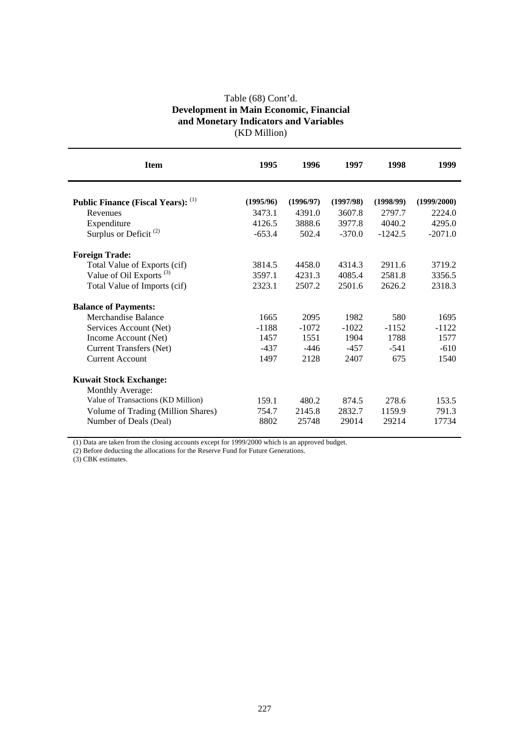Table (68) Cont'd.
**Development in Main Economic, Financial and Monetary Indicators and Variables**
(KD Million)

| Item | 1995 | 1996 | 1997 | 1998 | 1999 |
|---|---|---|---|---|---|
| **Public Finance (Fiscal Years):** (1) | **(1995/96)** | **(1996/97)** | **(1997/98)** | **(1998/99)** | **(1999/2000)** |
| Revenues | 3473.1 | 4391.0 | 3607.8 | 2797.7 | 2224.0 |
| Expenditure | 4126.5 | 3888.6 | 3977.8 | 4040.2 | 4295.0 |
| Surplus or Deficit (2) | -653.4 | 502.4 | -370.0 | -1242.5 | -2071.0 |
| **Foreign Trade:** | | | | | |
| Total Value of Exports (cif) | 3814.5 | 4458.0 | 4314.3 | 2911.6 | 3719.2 |
| Value of Oil Exports (3) | 3597.1 | 4231.3 | 4085.4 | 2581.8 | 3356.5 |
| Total Value of Imports (cif) | 2323.1 | 2507.2 | 2501.6 | 2626.2 | 2318.3 |
| **Balance of Payments:** | | | | | |
| Merchandise Balance | 1665 | 2095 | 1982 | 580 | 1695 |
| Services Account (Net) | -1188 | -1072 | -1022 | -1152 | -1122 |
| Income Account (Net) | 1457 | 1551 | 1904 | 1788 | 1577 |
| Current Transfers (Net) | -437 | -446 | -457 | -541 | -610 |
| Current Account | 1497 | 2128 | 2407 | 675 | 1540 |
| **Kuwait Stock Exchange:** | | | | | |
| Monthly Average: | | | | | |
| Value of Transactions (KD Million) | 159.1 | 480.2 | 874.5 | 278.6 | 153.5 |
| Volume of Trading (Million Shares) | 754.7 | 2145.8 | 2832.7 | 1159.9 | 791.3 |
| Number of Deals (Deal) | 8802 | 25748 | 29014 | 29214 | 17734 |

(1) Data are taken from the closing accounts except for 1999/2000 which is an approved budget.
(2) Before deducting the allocations for the Reserve Fund for Future Generations.
(3) CBK estimates.